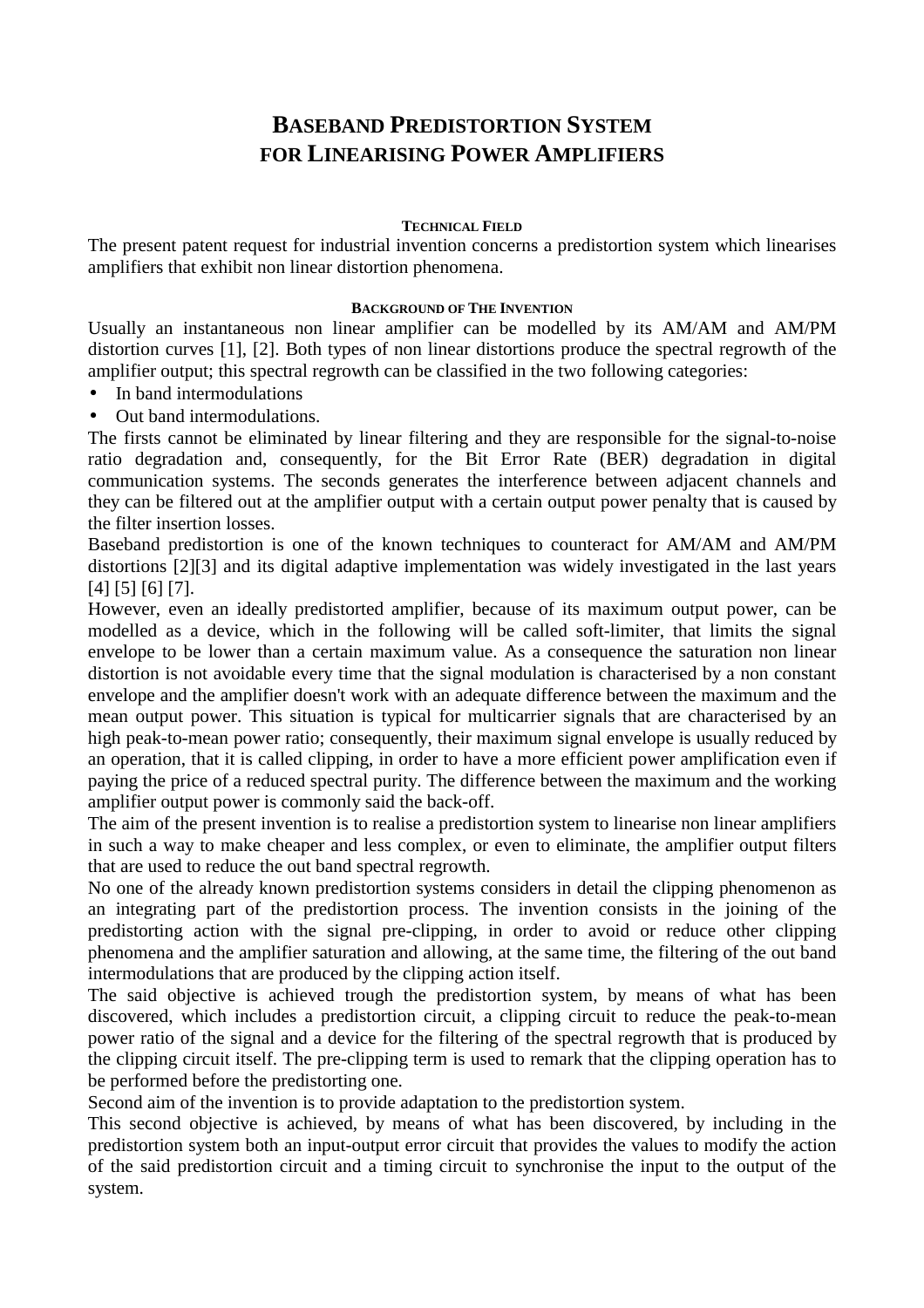# BASEBAND PREDISTORTION SYSTEM FOR LINEARISING POWER AMPLIFIERS

#### TECHNICAL FIELD

The present patent request for industrial invention concerns a predistortion system which linearises amplifiers that exhibit non linear distortion phenomena.

#### BACKGROUND OF THE INVENTION

Usually an instantaneous non linear amplifier can be modelled by its AM/AM and AM/PM distortion curves [1], [2]. Both types of non linear distortions produce the spectral regrowth of the amplifier output; this spectral regrowth can be classified in the two following categories:

- In band intermodulations
- Out band intermodulations.

The firsts cannot be eliminated by linear filtering and they are responsible for the signal-to-noise ratio degradation and, consequently, for the Bit Error Rate (BER) degradation in digital communication systems. The seconds generates the interference between adjacent channels and they can be filtered out at the amplifier output with a certain output power penalty that is caused by the filter insertion losses.

Baseband predistortion is one of the known techniques to counteract for AM/AM and AM/PM distortions [2][3] and its digital adaptive implementation was widely investigated in the last years [4] [5] [6] [7].

However, even an ideally predistorted amplifier, because of its maximum output power, can be modelled as a device, which in the following will be called soft-limiter, that limits the signal envelope to be lower than a certain maximum value. As a consequence the saturation non linear distortion is not avoidable every time that the signal modulation is characterised by a non constant envelope and the amplifier doesn't work with an adequate difference between the maximum and the mean output power. This situation is typical for multicarrier signals that are characterised by an high peak-to-mean power ratio; consequently, their maximum signal envelope is usually reduced by an operation, that it is called clipping, in order to have a more efficient power amplification even if paying the price of a reduced spectral purity. The difference between the maximum and the working amplifier output power is commonly said the back-off.

The aim of the present invention is to realise a predistortion system to linearise non linear amplifiers in such a way to make cheaper and less complex, or even to eliminate, the amplifier output filters that are used to reduce the out band spectral regrowth.

No one of the already known predistortion systems considers in detail the clipping phenomenon as an integrating part of the predistortion process. The invention consists in the joining of the predistorting action with the signal pre-clipping, in order to avoid or reduce other clipping phenomena and the amplifier saturation and allowing, at the same time, the filtering of the out band intermodulations that are produced by the clipping action itself.

The said objective is achieved trough the predistortion system, by means of what has been discovered, which includes a predistortion circuit, a clipping circuit to reduce the peak-to-mean power ratio of the signal and a device for the filtering of the spectral regrowth that is produced by the clipping circuit itself. The pre-clipping term is used to remark that the clipping operation has to be performed before the predistorting one.

Second aim of the invention is to provide adaptation to the predistortion system.

This second objective is achieved, by means of what has been discovered, by including in the predistortion system both an input-output error circuit that provides the values to modify the action of the said predistortion circuit and a timing circuit to synchronise the input to the output of the system.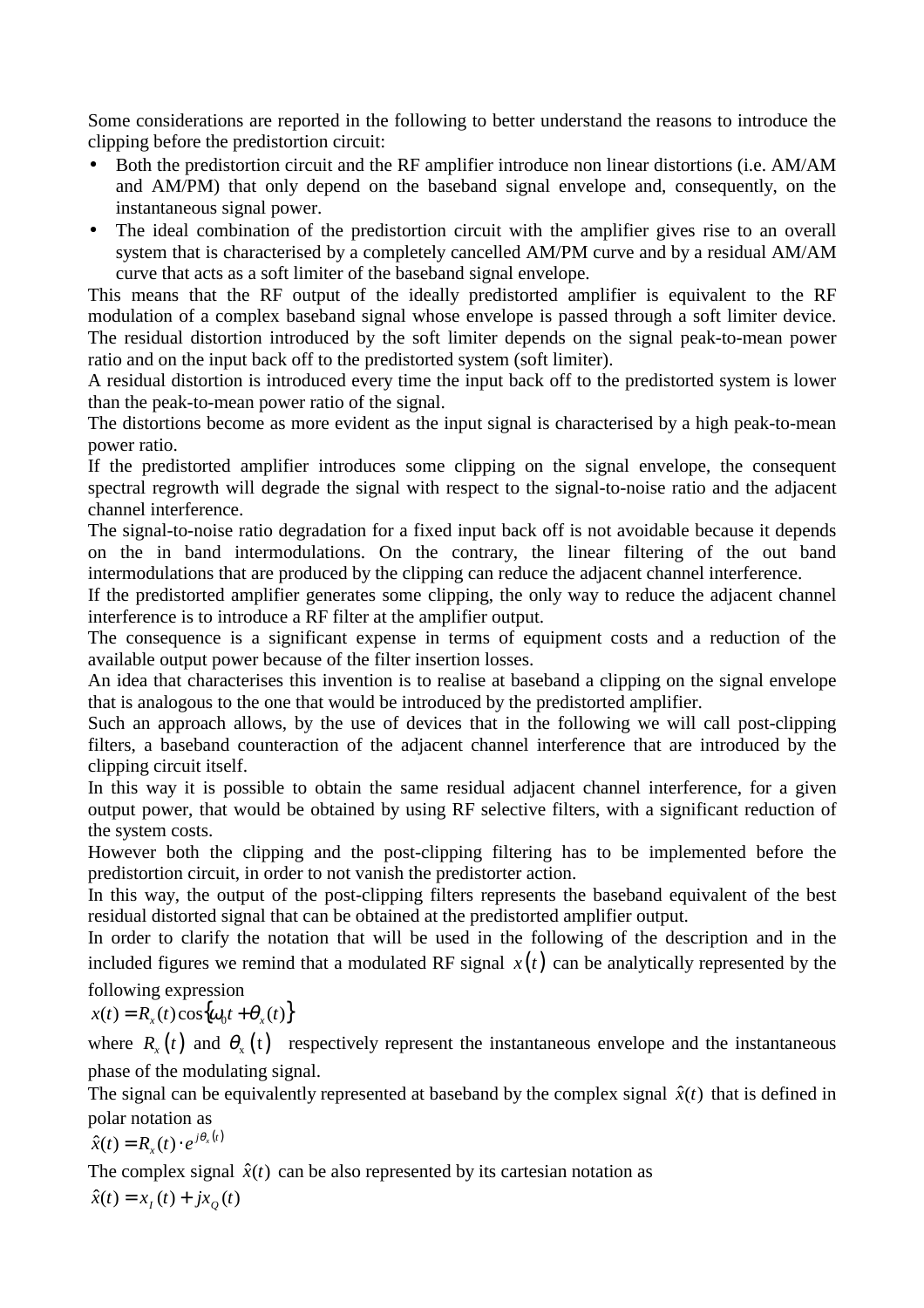Some considerations are reported in the following to better understand the reasons to introduce the clipping before the predistortion circuit:

- Both the predistortion circuit and the RF amplifier introduce non linear distortions (i.e. AM/AM and AM/PM) that only depend on the baseband signal envelope and, consequently, on the instantaneous signal power.
- The ideal combination of the predistortion circuit with the amplifier gives rise to an overall system that is characterised by a completely cancelled AM/PM curve and by a residual AM/AM curve that acts as a soft limiter of the baseband signal envelope.

This means that the RF output of the ideally predistorted amplifier is equivalent to the RF modulation of a complex baseband signal whose envelope is passed through a soft limiter device. The residual distortion introduced by the soft limiter depends on the signal peak-to-mean power ratio and on the input back off to the predistorted system (soft limiter).

A residual distortion is introduced every time the input back off to the predistorted system is lower than the peak-to-mean power ratio of the signal.

The distortions become as more evident as the input signal is characterised by a high peak-to-mean power ratio.

If the predistorted amplifier introduces some clipping on the signal envelope, the consequent spectral regrowth will degrade the signal with respect to the signal-to-noise ratio and the adjacent channel interference.

The signal-to-noise ratio degradation for a fixed input back off is not avoidable because it depends on the in band intermodulations. On the contrary, the linear filtering of the out band intermodulations that are produced by the clipping can reduce the adjacent channel interference.

If the predistorted amplifier generates some clipping, the only way to reduce the adjacent channel interference is to introduce a RF filter at the amplifier output.

The consequence is a significant expense in terms of equipment costs and a reduction of the available output power because of the filter insertion losses.

An idea that characterises this invention is to realise at baseband a clipping on the signal envelope that is analogous to the one that would be introduced by the predistorted amplifier.

Such an approach allows, by the use of devices that in the following we will call post-clipping filters, a baseband counteraction of the adjacent channel interference that are introduced by the clipping circuit itself.

In this way it is possible to obtain the same residual adjacent channel interference, for a given output power, that would be obtained by using RF selective filters, with a significant reduction of the system costs.

However both the clipping and the post-clipping filtering has to be implemented before the predistortion circuit, in order to not vanish the predistorter action.

In this way, the output of the post-clipping filters represents the baseband equivalent of the best residual distorted signal that can be obtained at the predistorted amplifier output.

In order to clarify the notation that will be used in the following of the description and in the included figures we remind that a modulated RF signal $x(t)$ can be analytically represented by the following expression

$$x(t) = R_x(t)\cos\{\omega_0 t + \theta_x(t)\}$$

where $R_x(t)$ and $\theta_x(t)$ respectively represent the instantaneous envelope and the instantaneous phase of the modulating signal.

The signal can be equivalently represented at baseband by the complex signal $\hat{x}(t)$ that is defined in polar notation as

$$\hat{x}(t) = R_x(t) \cdot e^{j\theta_x(t)}$$

The complex signal $\hat{x}(t)$ can be also represented by its cartesian notation as

$$\hat{x}(t) = x_I(t) + jx_Q(t)$$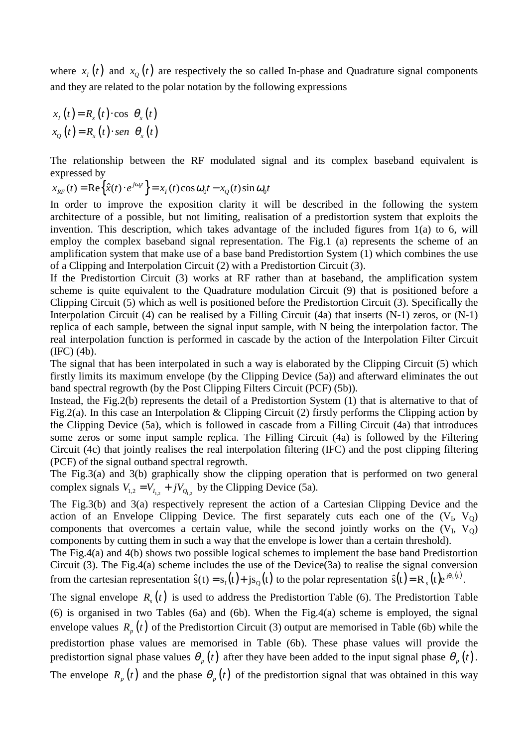where $x_I(t)$ and $x_Q(t)$ are respectively the so called In-phase and Quadrature signal components and they are related to the polar notation by the following expressions

$$x_I(t) = R_x(t) \cdot \cos\ \theta_x(t)$$
$$x_Q(t) = R_x(t) \cdot sen\ \theta_x(t)$$

The relationship between the RF modulated signal and its complex baseband equivalent is expressed by

$$x_{RF}(t) = \mathrm{Re}\left\{\hat{x}(t) \cdot e^{j\omega_0 t}\right\} = x_I(t)\cos\omega_0 t - x_Q(t)\sin\omega_0 t$$

In order to improve the exposition clarity it will be described in the following the system architecture of a possible, but not limiting, realisation of a predistortion system that exploits the invention. This description, which takes advantage of the included figures from 1(a) to 6, will employ the complex baseband signal representation. The Fig.1 (a) represents the scheme of an amplification system that make use of a base band Predistortion System (1) which combines the use of a Clipping and Interpolation Circuit (2) with a Predistortion Circuit (3).

If the Predistortion Circuit (3) works at RF rather than at baseband, the amplification system scheme is quite equivalent to the Quadrature modulation Circuit (9) that is positioned before a Clipping Circuit (5) which as well is positioned before the Predistortion Circuit (3). Specifically the Interpolation Circuit (4) can be realised by a Filling Circuit (4a) that inserts (N-1) zeros, or (N-1) replica of each sample, between the signal input sample, with N being the interpolation factor. The real interpolation function is performed in cascade by the action of the Interpolation Filter Circuit (IFC) (4b).

The signal that has been interpolated in such a way is elaborated by the Clipping Circuit (5) which firstly limits its maximum envelope (by the Clipping Device (5a)) and afterward eliminates the out band spectral regrowth (by the Post Clipping Filters Circuit (PCF) (5b)).

Instead, the Fig.2(b) represents the detail of a Predistortion System (1) that is alternative to that of Fig.2(a). In this case an Interpolation & Clipping Circuit (2) firstly performs the Clipping action by the Clipping Device (5a), which is followed in cascade from a Filling Circuit (4a) that introduces some zeros or some input sample replica. The Filling Circuit (4a) is followed by the Filtering Circuit (4c) that jointly realises the real interpolation filtering (IFC) and the post clipping filtering (PCF) of the signal outband spectral regrowth.

The Fig.3(a) and 3(b) graphically show the clipping operation that is performed on two general complex signals $V_{1,2} = V_{I_{1,2}} + jV_{Q_{1,2}}$ by the Clipping Device (5a).

The Fig.3(b) and 3(a) respectively represent the action of a Cartesian Clipping Device and the action of an Envelope Clipping Device. The first separately cuts each one of the ($V_I$, $V_Q$) components that overcomes a certain value, while the second jointly works on the ($V_I$, $V_Q$) components by cutting them in such a way that the envelope is lower than a certain threshold).

The Fig.4(a) and 4(b) shows two possible logical schemes to implement the base band Predistortion Circuit (3). The Fig.4(a) scheme includes the use of the Device(3a) to realise the signal conversion from the cartesian representation $\hat{s}(t) = s_I(t) + js_Q(t)$ to the polar representation $\hat{s}(t) = R_s(t)e^{j\theta_s(t)}$.

The signal envelope $R_s(t)$ is used to address the Predistortion Table (6). The Predistortion Table (6) is organised in two Tables (6a) and (6b). When the Fig.4(a) scheme is employed, the signal envelope values $R_p(t)$ of the Predistortion Circuit (3) output are memorised in Table (6b) while the predistortion phase values are memorised in Table (6b). These phase values will provide the predistortion signal phase values $\theta_p(t)$ after they have been added to the input signal phase $\theta_p(t)$.

The envelope $R_p(t)$ and the phase $\theta_p(t)$ of the predistortion signal that was obtained in this way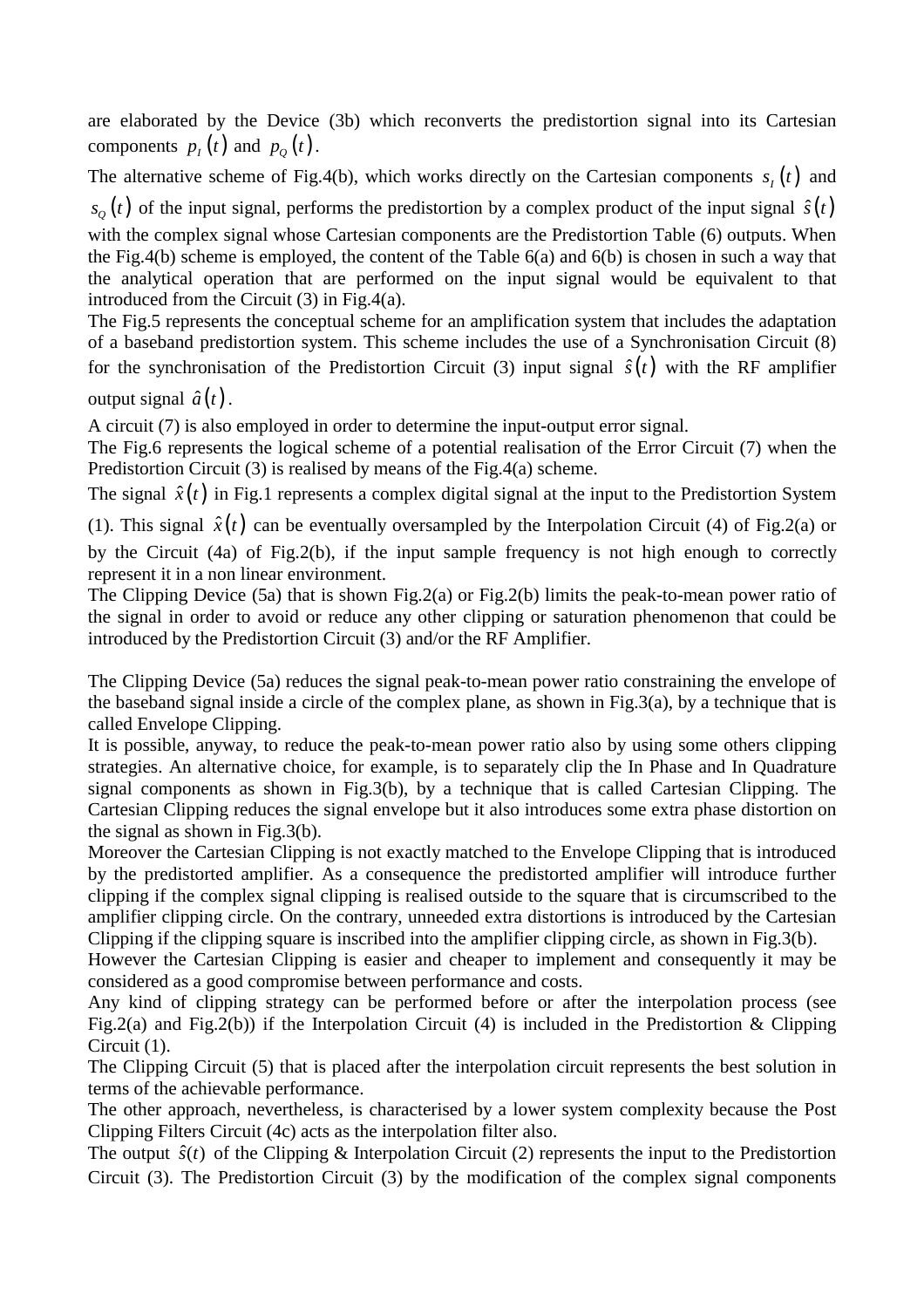are elaborated by the Device (3b) which reconverts the predistortion signal into its Cartesian components $p_I(t)$ and $p_Q(t)$.

The alternative scheme of Fig.4(b), which works directly on the Cartesian components $s_I(t)$ and $s_Q(t)$ of the input signal, performs the predistortion by a complex product of the input signal $\hat{s}(t)$ with the complex signal whose Cartesian components are the Predistortion Table (6) outputs. When the Fig.4(b) scheme is employed, the content of the Table 6(a) and 6(b) is chosen in such a way that the analytical operation that are performed on the input signal would be equivalent to that introduced from the Circuit (3) in Fig.4(a).

The Fig.5 represents the conceptual scheme for an amplification system that includes the adaptation of a baseband predistortion system. This scheme includes the use of a Synchronisation Circuit (8) for the synchronisation of the Predistortion Circuit (3) input signal $\hat{s}(t)$ with the RF amplifier output signal $\hat{a}(t)$.

A circuit (7) is also employed in order to determine the input-output error signal.

The Fig.6 represents the logical scheme of a potential realisation of the Error Circuit (7) when the Predistortion Circuit (3) is realised by means of the Fig.4(a) scheme.

The signal $\hat{x}(t)$ in Fig.1 represents a complex digital signal at the input to the Predistortion System (1). This signal $\hat{x}(t)$ can be eventually oversampled by the Interpolation Circuit (4) of Fig.2(a) or by the Circuit (4a) of Fig.2(b), if the input sample frequency is not high enough to correctly represent it in a non linear environment.

The Clipping Device (5a) that is shown Fig.2(a) or Fig.2(b) limits the peak-to-mean power ratio of the signal in order to avoid or reduce any other clipping or saturation phenomenon that could be introduced by the Predistortion Circuit (3) and/or the RF Amplifier.

The Clipping Device (5a) reduces the signal peak-to-mean power ratio constraining the envelope of the baseband signal inside a circle of the complex plane, as shown in Fig.3(a), by a technique that is called Envelope Clipping.

It is possible, anyway, to reduce the peak-to-mean power ratio also by using some others clipping strategies. An alternative choice, for example, is to separately clip the In Phase and In Quadrature signal components as shown in Fig.3(b), by a technique that is called Cartesian Clipping. The Cartesian Clipping reduces the signal envelope but it also introduces some extra phase distortion on the signal as shown in Fig.3(b).

Moreover the Cartesian Clipping is not exactly matched to the Envelope Clipping that is introduced by the predistorted amplifier. As a consequence the predistorted amplifier will introduce further clipping if the complex signal clipping is realised outside to the square that is circumscribed to the amplifier clipping circle. On the contrary, unneeded extra distortions is introduced by the Cartesian Clipping if the clipping square is inscribed into the amplifier clipping circle, as shown in Fig.3(b).

However the Cartesian Clipping is easier and cheaper to implement and consequently it may be considered as a good compromise between performance and costs.

Any kind of clipping strategy can be performed before or after the interpolation process (see Fig.2(a) and Fig.2(b)) if the Interpolation Circuit (4) is included in the Predistortion & Clipping Circuit (1).

The Clipping Circuit (5) that is placed after the interpolation circuit represents the best solution in terms of the achievable performance.

The other approach, nevertheless, is characterised by a lower system complexity because the Post Clipping Filters Circuit (4c) acts as the interpolation filter also.

The output $\hat{s}(t)$ of the Clipping & Interpolation Circuit (2) represents the input to the Predistortion Circuit (3). The Predistortion Circuit (3) by the modification of the complex signal components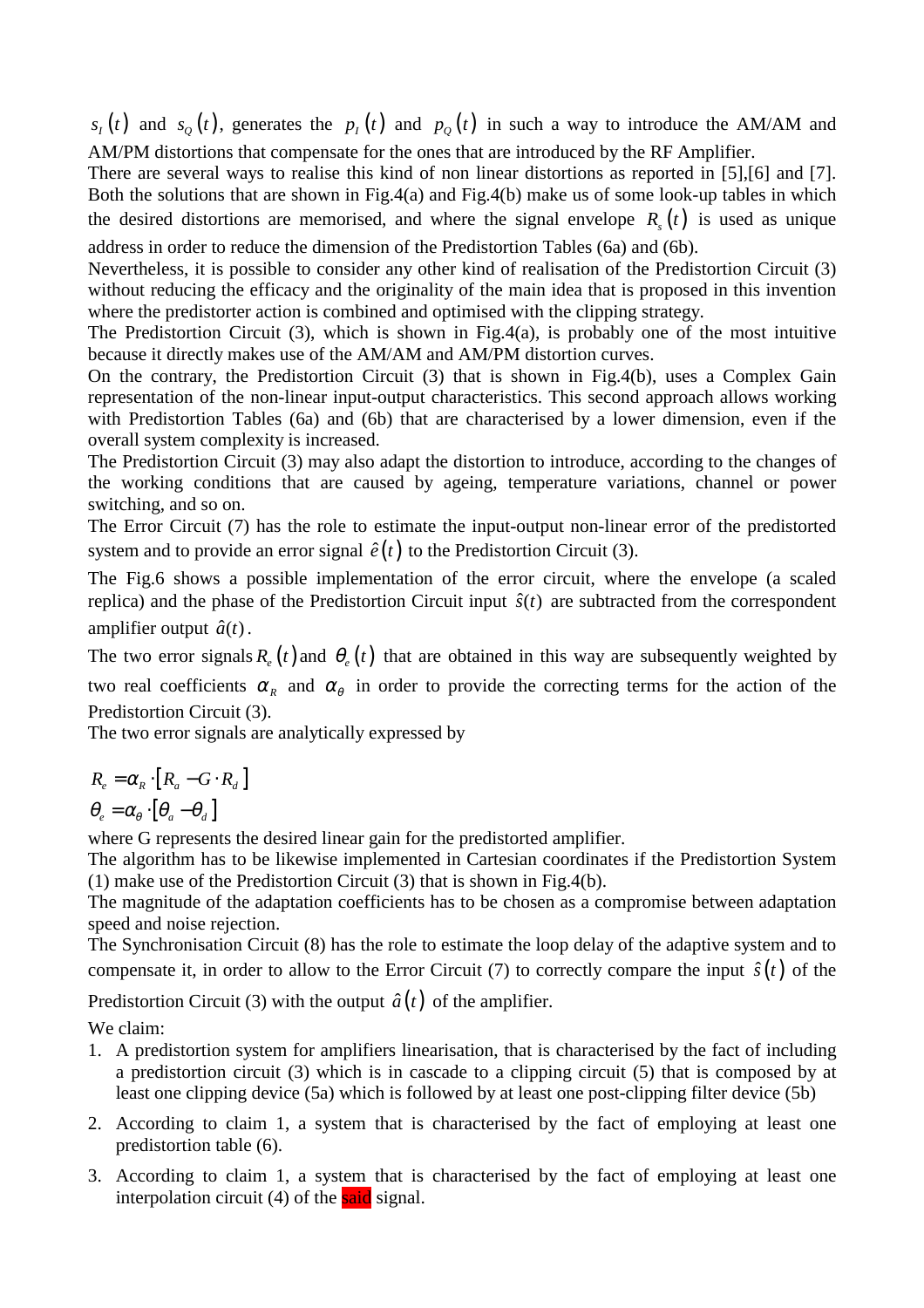$s_I(t)$ and $s_Q(t)$, generates the $p_I(t)$ and $p_Q(t)$ in such a way to introduce the AM/AM and AM/PM distortions that compensate for the ones that are introduced by the RF Amplifier.

There are several ways to realise this kind of non linear distortions as reported in [5],[6] and [7]. Both the solutions that are shown in Fig.4(a) and Fig.4(b) make us of some look-up tables in which the desired distortions are memorised, and where the signal envelope $R_s(t)$ is used as unique address in order to reduce the dimension of the Predistortion Tables (6a) and (6b).

Nevertheless, it is possible to consider any other kind of realisation of the Predistortion Circuit (3) without reducing the efficacy and the originality of the main idea that is proposed in this invention where the predistorter action is combined and optimised with the clipping strategy.

The Predistortion Circuit (3), which is shown in Fig.4(a), is probably one of the most intuitive because it directly makes use of the AM/AM and AM/PM distortion curves.

On the contrary, the Predistortion Circuit (3) that is shown in Fig.4(b), uses a Complex Gain representation of the non-linear input-output characteristics. This second approach allows working with Predistortion Tables (6a) and (6b) that are characterised by a lower dimension, even if the overall system complexity is increased.

The Predistortion Circuit (3) may also adapt the distortion to introduce, according to the changes of the working conditions that are caused by ageing, temperature variations, channel or power switching, and so on.

The Error Circuit (7) has the role to estimate the input-output non-linear error of the predistorted system and to provide an error signal $\hat{e}(t)$ to the Predistortion Circuit (3).

The Fig.6 shows a possible implementation of the error circuit, where the envelope (a scaled replica) and the phase of the Predistortion Circuit input $\hat{s}(t)$ are subtracted from the correspondent amplifier output $\hat{a}(t)$.

The two error signals $R_e(t)$ and $\theta_e(t)$ that are obtained in this way are subsequently weighted by two real coefficients $\alpha_R$ and $\alpha_\theta$ in order to provide the correcting terms for the action of the Predistortion Circuit (3).

The two error signals are analytically expressed by

$$R_e = \alpha_R \cdot \left[ R_a - G \cdot R_d \right]$$
$$\theta_e = \alpha_\theta \cdot \left[ \theta_a - \theta_d \right]$$

where G represents the desired linear gain for the predistorted amplifier.

The algorithm has to be likewise implemented in Cartesian coordinates if the Predistortion System (1) make use of the Predistortion Circuit (3) that is shown in Fig.4(b).

The magnitude of the adaptation coefficients has to be chosen as a compromise between adaptation speed and noise rejection.

The Synchronisation Circuit (8) has the role to estimate the loop delay of the adaptive system and to compensate it, in order to allow to the Error Circuit (7) to correctly compare the input $\hat{s}(t)$ of the Predistortion Circuit (3) with the output $\hat{a}(t)$ of the amplifier.

We claim:

1. A predistortion system for amplifiers linearisation, that is characterised by the fact of including a predistortion circuit (3) which is in cascade to a clipping circuit (5) that is composed by at least one clipping device (5a) which is followed by at least one post-clipping filter device (5b)
2. According to claim 1, a system that is characterised by the fact of employing at least one predistortion table (6).
3. According to claim 1, a system that is characterised by the fact of employing at least one interpolation circuit (4) of the said signal.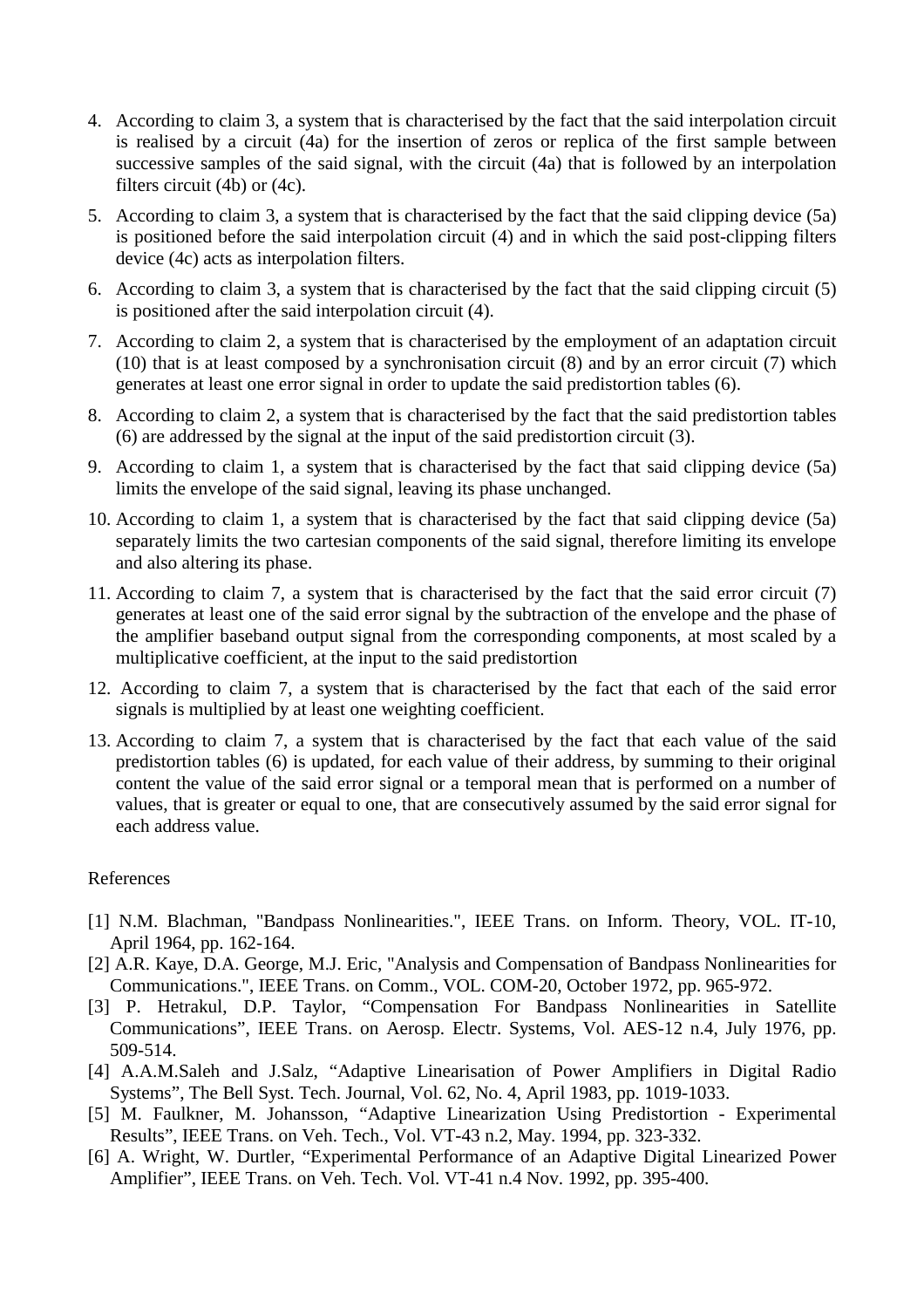4. According to claim 3, a system that is characterised by the fact that the said interpolation circuit is realised by a circuit (4a) for the insertion of zeros or replica of the first sample between successive samples of the said signal, with the circuit (4a) that is followed by an interpolation filters circuit (4b) or (4c).
5. According to claim 3, a system that is characterised by the fact that the said clipping device (5a) is positioned before the said interpolation circuit (4) and in which the said post-clipping filters device (4c) acts as interpolation filters.
6. According to claim 3, a system that is characterised by the fact that the said clipping circuit (5) is positioned after the said interpolation circuit (4).
7. According to claim 2, a system that is characterised by the employment of an adaptation circuit (10) that is at least composed by a synchronisation circuit (8) and by an error circuit (7) which generates at least one error signal in order to update the said predistortion tables (6).
8. According to claim 2, a system that is characterised by the fact that the said predistortion tables (6) are addressed by the signal at the input of the said predistortion circuit (3).
9. According to claim 1, a system that is characterised by the fact that said clipping device (5a) limits the envelope of the said signal, leaving its phase unchanged.
10. According to claim 1, a system that is characterised by the fact that said clipping device (5a) separately limits the two cartesian components of the said signal, therefore limiting its envelope and also altering its phase.
11. According to claim 7, a system that is characterised by the fact that the said error circuit (7) generates at least one of the said error signal by the subtraction of the envelope and the phase of the amplifier baseband output signal from the corresponding components, at most scaled by a multiplicative coefficient, at the input to the said predistortion
12. According to claim 7, a system that is characterised by the fact that each of the said error signals is multiplied by at least one weighting coefficient.
13. According to claim 7, a system that is characterised by the fact that each value of the said predistortion tables (6) is updated, for each value of their address, by summing to their original content the value of the said error signal or a temporal mean that is performed on a number of values, that is greater or equal to one, that are consecutively assumed by the said error signal for each address value.

References

[1] N.M. Blachman, "Bandpass Nonlinearities.", IEEE Trans. on Inform. Theory, VOL. IT-10, April 1964, pp. 162-164.

[2] A.R. Kaye, D.A. George, M.J. Eric, "Analysis and Compensation of Bandpass Nonlinearities for Communications.", IEEE Trans. on Comm., VOL. COM-20, October 1972, pp. 965-972.

[3] P. Hetrakul, D.P. Taylor, “Compensation For Bandpass Nonlinearities in Satellite Communications”, IEEE Trans. on Aerosp. Electr. Systems, Vol. AES-12 n.4, July 1976, pp. 509-514.

[4] A.A.M.Saleh and J.Salz, “Adaptive Linearisation of Power Amplifiers in Digital Radio Systems”, The Bell Syst. Tech. Journal, Vol. 62, No. 4, April 1983, pp. 1019-1033.

[5] M. Faulkner, M. Johansson, “Adaptive Linearization Using Predistortion - Experimental Results”, IEEE Trans. on Veh. Tech., Vol. VT-43 n.2, May. 1994, pp. 323-332.

[6] A. Wright, W. Durtler, “Experimental Performance of an Adaptive Digital Linearized Power Amplifier”, IEEE Trans. on Veh. Tech. Vol. VT-41 n.4 Nov. 1992, pp. 395-400.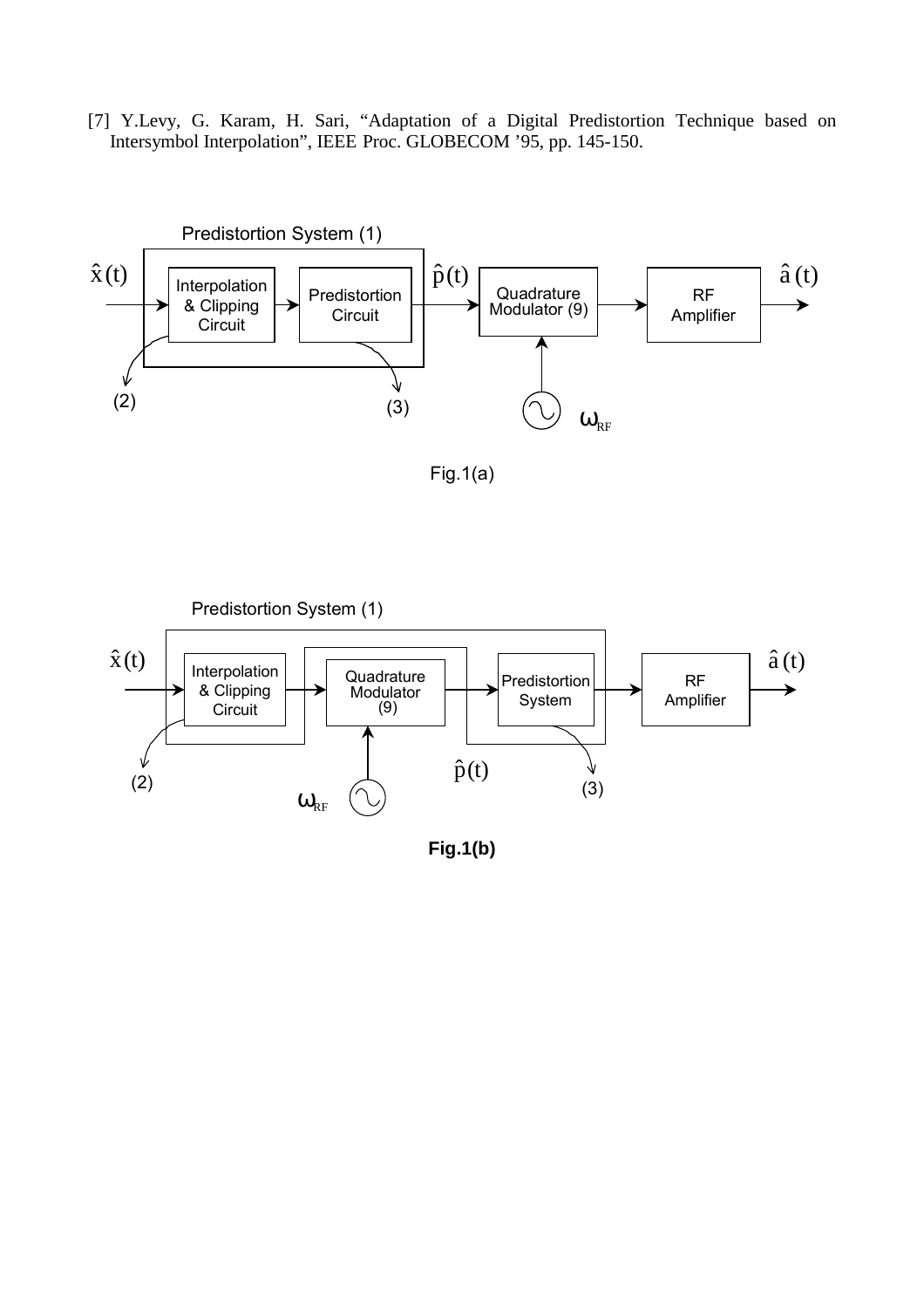[7] Y.Levy, G. Karam, H. Sari, “Adaptation of a Digital Predistortion Technique based on Intersymbol Interpolation”, IEEE Proc. GLOBECOM ’95, pp. 145-150.

Predistortion System (1)

$\hat{x}(t)$ → Interpolation & Clipping Circuit → Predistortion Circuit → $\hat{p}(t)$ → Quadrature Modulator (9) → RF Amplifier → $\hat{a}(t)$

(2) (3) $\omega_{RF}$

Fig.1(a)

Predistortion System (1)

$\hat{x}(t)$ → Interpolation & Clipping Circuit → Quadrature Modulator (9) → Predistortion System → RF Amplifier → $\hat{a}(t)$

(2) $\hat{p}(t)$ (3) $\omega_{RF}$

**Fig.1(b)**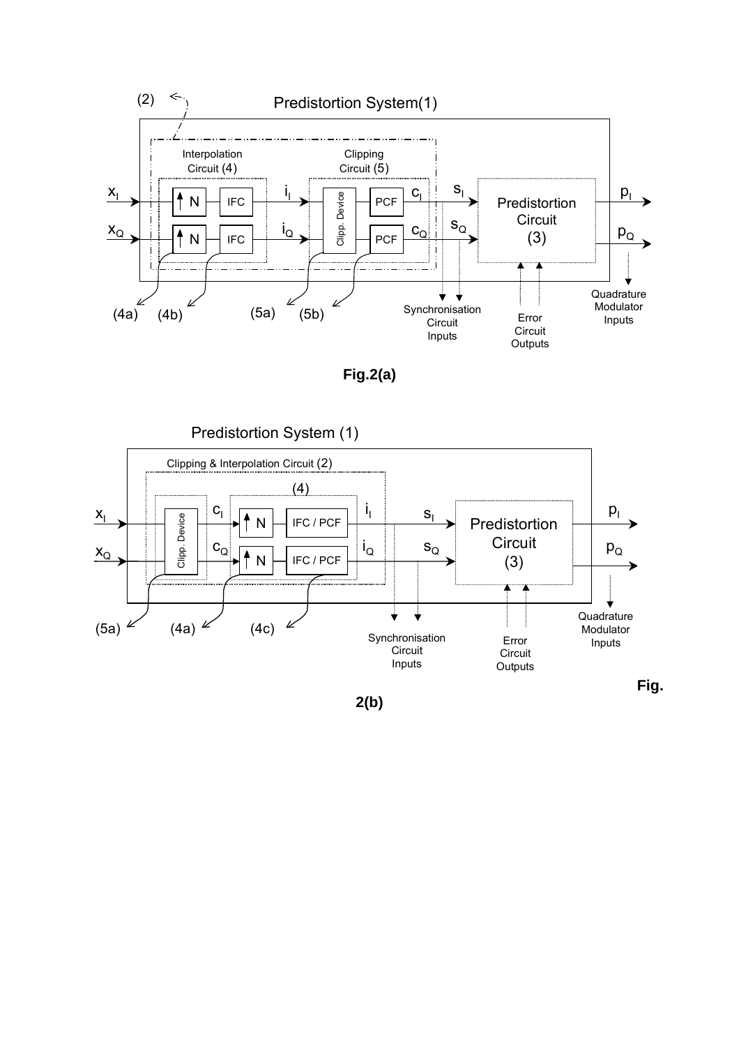Predistortion System(1)

(2)

Interpolation Circuit (4)

Clipping Circuit (5)

$x_I$ → ↑N → IFC → $i_I$ → Clipp. Device → PCF → $c_I$ → $s_I$

$x_Q$ → ↑N → IFC → $i_Q$ → Clipp. Device → PCF → $c_Q$ → $s_Q$

Predistortion Circuit (3)

$p_I$

$p_Q$

(4a) (4b) (5a) (5b)

Synchronisation Circuit Inputs

Error Circuit Outputs

Quadrature Modulator Inputs

**Fig.2(a)**

Predistortion System (1)

Clipping & Interpolation Circuit (2)

(4)

$x_I$ → Clipp. Device → $c_I$ → ↑N → IFC / PCF → $i_I$ → $s_I$

$x_Q$ → Clipp. Device → $c_Q$ → ↑N → IFC / PCF → $i_Q$ → $s_Q$

Predistortion Circuit (3)

$p_I$

$p_Q$

(5a) (4a) (4c)

Synchronisation Circuit Inputs

Error Circuit Outputs

Quadrature Modulator Inputs

**Fig. 2(b)**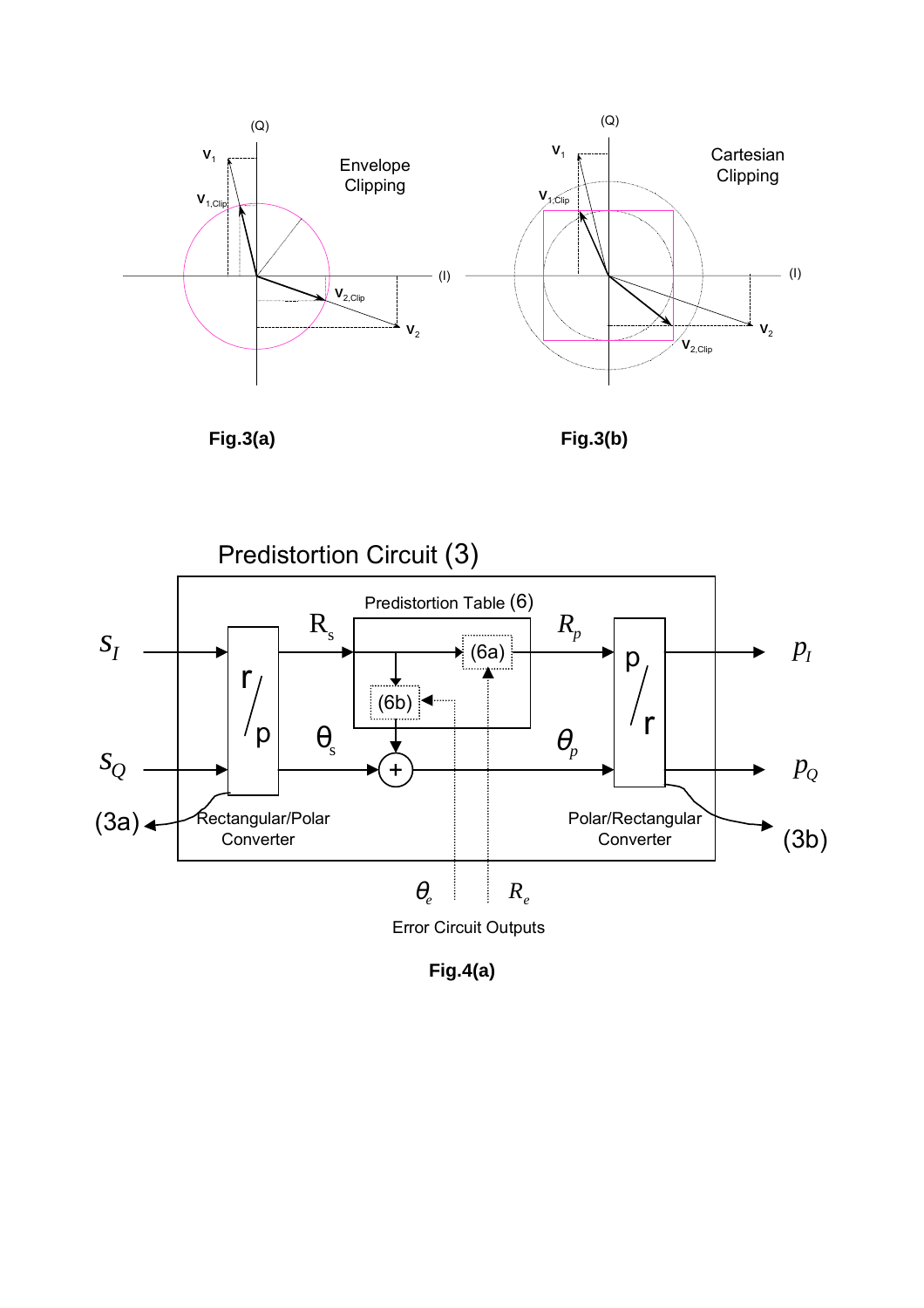Fig.3(a)

Fig.3(b)

Fig.4(a)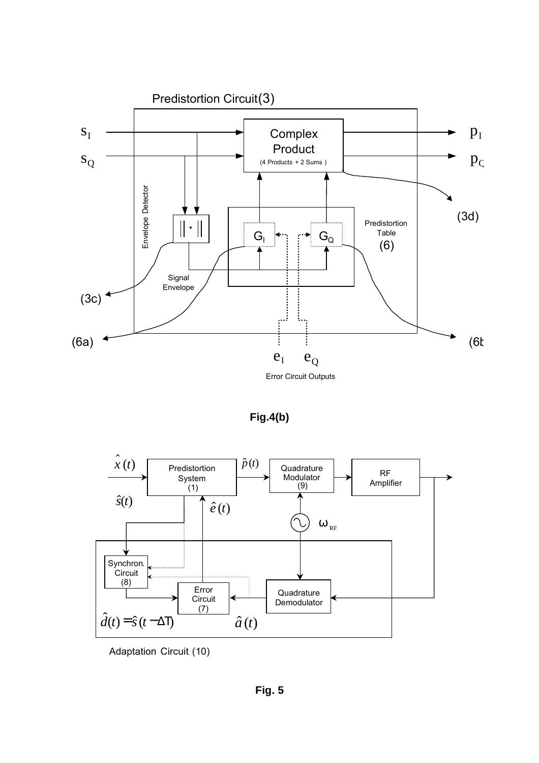Predistortion Circuit(3)

$s_I$

$s_Q$

Complex Product

(4 Products + 2 Sums)

$p_I$

$p_Q$

(3d)

Envelope Detector

$\|\cdot\|$

$G_I$

$G_Q$

Predistortion Table (6)

Signal Envelope

(3c)

(6a)

(6b)

$e_I$ $e_Q$

Error Circuit Outputs

**Fig.4(b)**

$\hat{x}(t)$

Predistortion System (1)

$\hat{p}(t)$

Quadrature Modulator (9)

RF Amplifier

$\hat{s}(t)$

$\hat{e}(t)$

$\omega_{RF}$

Synchron. Circuit (8)

Error Circuit (7)

Quadrature Demodulator

$\hat{d}(t) = \hat{s}(t - \Delta T)$

$\hat{a}(t)$

Adaptation Circuit (10)

**Fig. 5**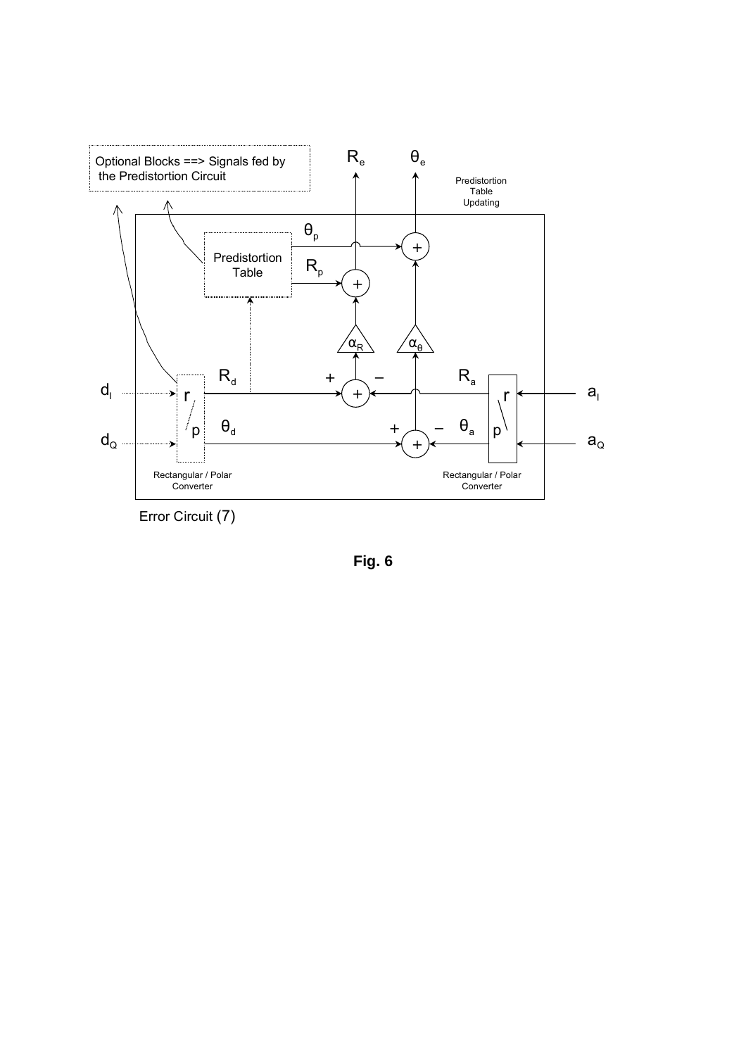Optional Blocks ==> Signals fed by the Predistortion Circuit

$R_e$

$\theta_e$

Predistortion Table Updating

$\theta_p$

Predistortion Table

$R_p$

$\alpha_R$

$\alpha_\theta$

$R_d$

$R_a$

$d_I$

$d_Q$

$\theta_d$

$\theta_a$

$a_I$

$a_Q$

r / p

Rectangular / Polar Converter

Rectangular / Polar Converter

Error Circuit (7)

**Fig. 6**